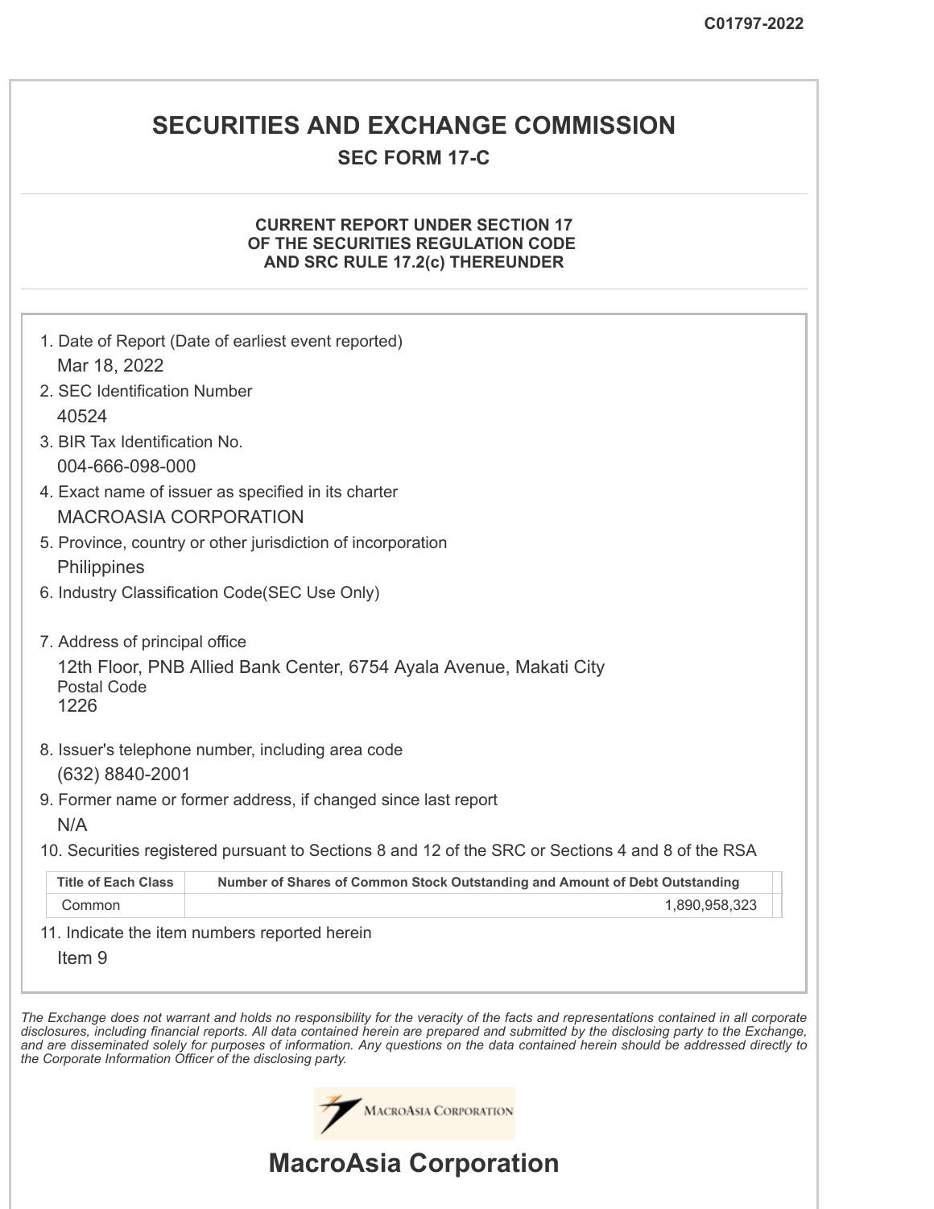C01797-2022

# SECURITIES AND EXCHANGE COMMISSION

## SEC FORM 17-C

### CURRENT REPORT UNDER SECTION 17 OF THE SECURITIES REGULATION CODE AND SRC RULE 17.2(c) THEREUNDER

1. Date of Report (Date of earliest event reported)
   Mar 18, 2022
2. SEC Identification Number
   40524
3. BIR Tax Identification No.
   004-666-098-000
4. Exact name of issuer as specified in its charter
   MACROASIA CORPORATION
5. Province, country or other jurisdiction of incorporation
   Philippines
6. Industry Classification Code(SEC Use Only)

7. Address of principal office
   12th Floor, PNB Allied Bank Center, 6754 Ayala Avenue, Makati City
   Postal Code
   1226
8. Issuer's telephone number, including area code
   (632) 8840-2001
9. Former name or former address, if changed since last report
   N/A
10. Securities registered pursuant to Sections 8 and 12 of the SRC or Sections 4 and 8 of the RSA

| Title of Each Class | Number of Shares of Common Stock Outstanding and Amount of Debt Outstanding |
|---|---|
| Common | 1,890,958,323 |

11. Indicate the item numbers reported herein
    Item 9

*The Exchange does not warrant and holds no responsibility for the veracity of the facts and representations contained in all corporate disclosures, including financial reports. All data contained herein are prepared and submitted by the disclosing party to the Exchange, and are disseminated solely for purposes of information. Any questions on the data contained herein should be addressed directly to the Corporate Information Officer of the disclosing party.*

MACROASIA CORPORATION

# MacroAsia Corporation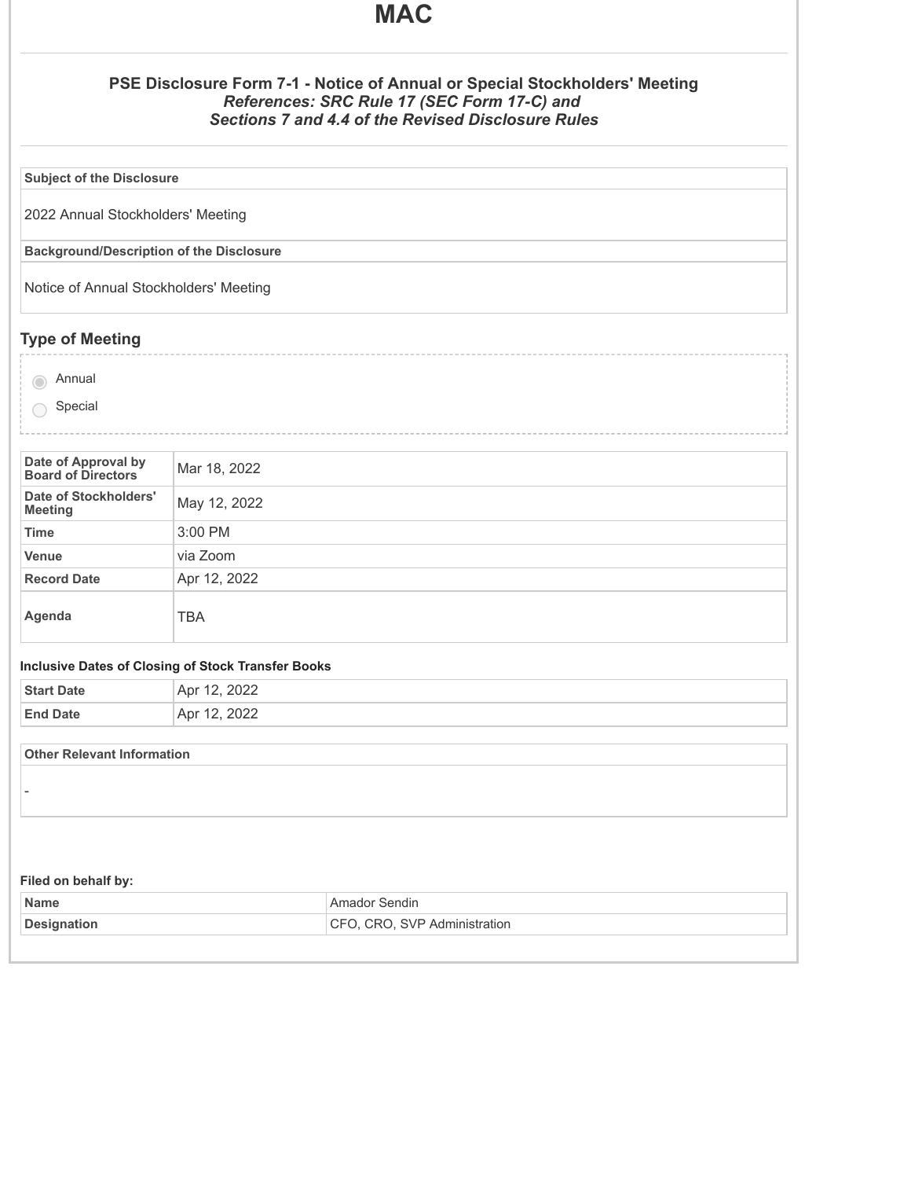# MAC

### PSE Disclosure Form 7-1 - Notice of Annual or Special Stockholders' Meeting

***References: SRC Rule 17 (SEC Form 17-C) and***
***Sections 7 and 4.4 of the Revised Disclosure Rules***

| Subject of the Disclosure |
|---|
| 2022 Annual Stockholders' Meeting |

| Background/Description of the Disclosure |
|---|
| Notice of Annual Stockholders' Meeting |

## Type of Meeting

- [x] Annual
- [ ] Special

| | |
|---|---|
| **Date of Approval by Board of Directors** | Mar 18, 2022 |
| **Date of Stockholders' Meeting** | May 12, 2022 |
| **Time** | 3:00 PM |
| **Venue** | via Zoom |
| **Record Date** | Apr 12, 2022 |
| **Agenda** | TBA |

**Inclusive Dates of Closing of Stock Transfer Books**

| | |
|---|---|
| **Start Date** | Apr 12, 2022 |
| **End Date** | Apr 12, 2022 |

| Other Relevant Information |
|---|
| - |

**Filed on behalf by:**

| | |
|---|---|
| **Name** | Amador Sendin |
| **Designation** | CFO, CRO, SVP Administration |